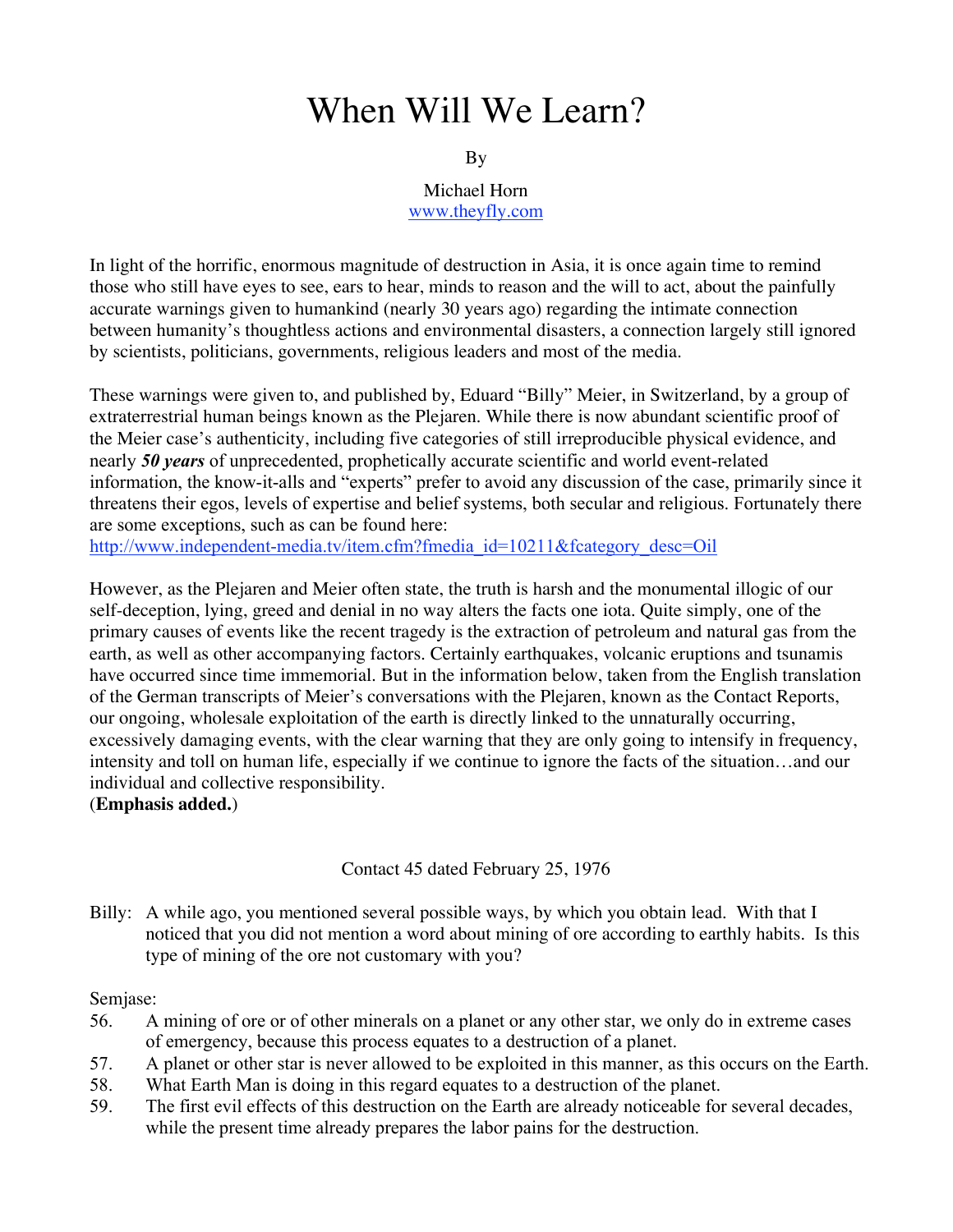# When Will We Learn?

By

Michael Horn
[www.theyfly.com](http://www.theyfly.com)

In light of the horrific, enormous magnitude of destruction in Asia, it is once again time to remind those who still have eyes to see, ears to hear, minds to reason and the will to act, about the painfully accurate warnings given to humankind (nearly 30 years ago) regarding the intimate connection between humanity's thoughtless actions and environmental disasters, a connection largely still ignored by scientists, politicians, governments, religious leaders and most of the media.

These warnings were given to, and published by, Eduard "Billy" Meier, in Switzerland, by a group of extraterrestrial human beings known as the Plejaren. While there is now abundant scientific proof of the Meier case's authenticity, including five categories of still irreproducible physical evidence, and nearly ***50 years*** of unprecedented, prophetically accurate scientific and world event-related information, the know-it-alls and "experts" prefer to avoid any discussion of the case, primarily since it threatens their egos, levels of expertise and belief systems, both secular and religious. Fortunately there are some exceptions, such as can be found here:
[http://www.independent-media.tv/item.cfm?fmedia_id=10211&fcategory_desc=Oil](http://www.independent-media.tv/item.cfm?fmedia_id=10211&fcategory_desc=Oil)

However, as the Plejaren and Meier often state, the truth is harsh and the monumental illogic of our self-deception, lying, greed and denial in no way alters the facts one iota. Quite simply, one of the primary causes of events like the recent tragedy is the extraction of petroleum and natural gas from the earth, as well as other accompanying factors. Certainly earthquakes, volcanic eruptions and tsunamis have occurred since time immemorial. But in the information below, taken from the English translation of the German transcripts of Meier's conversations with the Plejaren, known as the Contact Reports, our ongoing, wholesale exploitation of the earth is directly linked to the unnaturally occurring, excessively damaging events, with the clear warning that they are only going to intensify in frequency, intensity and toll on human life, especially if we continue to ignore the facts of the situation…and our individual and collective responsibility.
(**Emphasis added.**)

Contact 45 dated February 25, 1976

Billy: A while ago, you mentioned several possible ways, by which you obtain lead. With that I noticed that you did not mention a word about mining of ore according to earthly habits. Is this type of mining of the ore not customary with you?

Semjase:

56. A mining of ore or of other minerals on a planet or any other star, we only do in extreme cases of emergency, because this process equates to a destruction of a planet.
57. A planet or other star is never allowed to be exploited in this manner, as this occurs on the Earth.
58. What Earth Man is doing in this regard equates to a destruction of the planet.
59. The first evil effects of this destruction on the Earth are already noticeable for several decades, while the present time already prepares the labor pains for the destruction.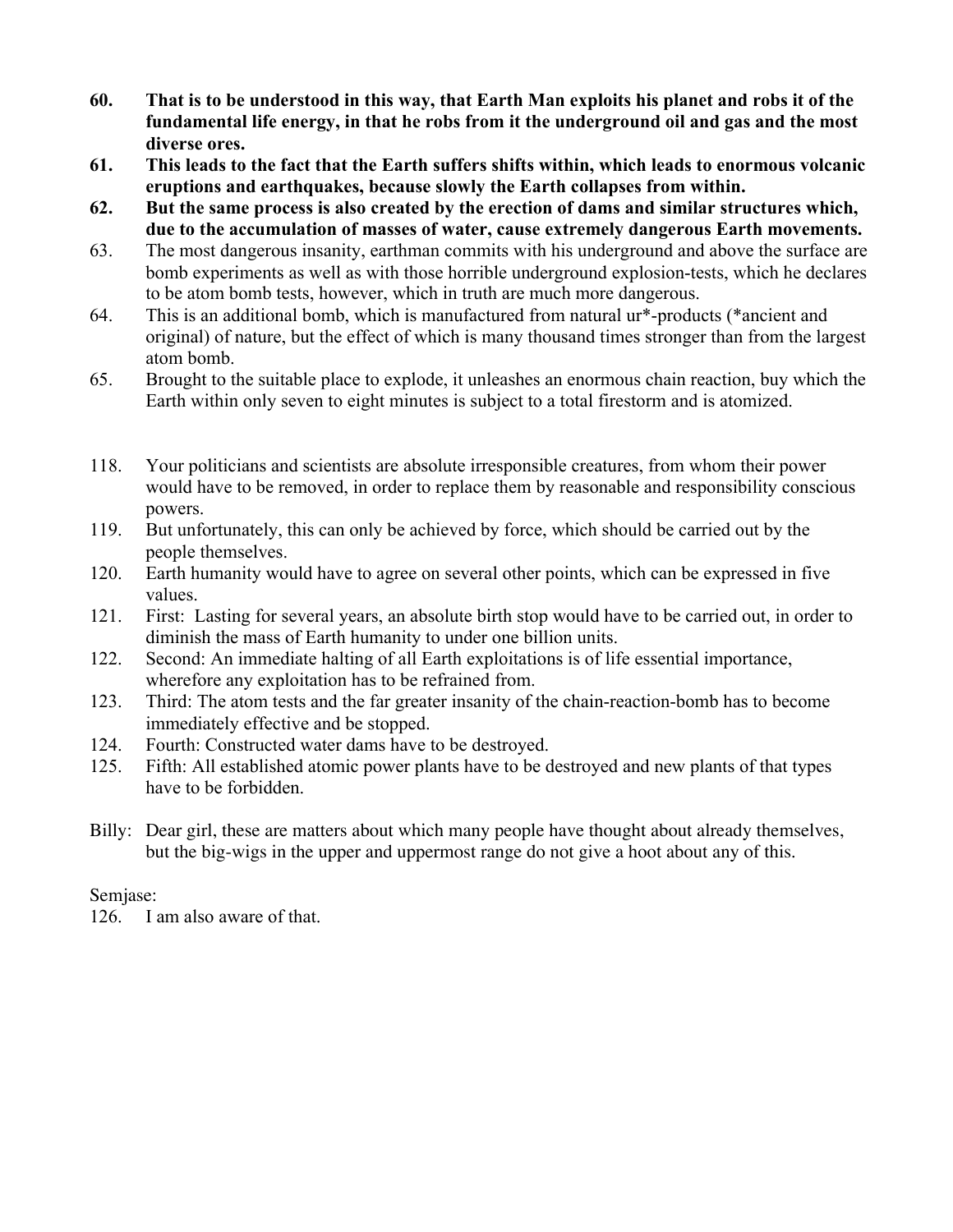**60. That is to be understood in this way, that Earth Man exploits his planet and robs it of the fundamental life energy, in that he robs from it the underground oil and gas and the most diverse ores.**

**61. This leads to the fact that the Earth suffers shifts within, which leads to enormous volcanic eruptions and earthquakes, because slowly the Earth collapses from within.**

**62. But the same process is also created by the erection of dams and similar structures which, due to the accumulation of masses of water, cause extremely dangerous Earth movements.**

63. The most dangerous insanity, earthman commits with his underground and above the surface are bomb experiments as well as with those horrible underground explosion-tests, which he declares to be atom bomb tests, however, which in truth are much more dangerous.

64. This is an additional bomb, which is manufactured from natural ur*-products (*ancient and original) of nature, but the effect of which is many thousand times stronger than from the largest atom bomb.

65. Brought to the suitable place to explode, it unleashes an enormous chain reaction, buy which the Earth within only seven to eight minutes is subject to a total firestorm and is atomized.

118. Your politicians and scientists are absolute irresponsible creatures, from whom their power would have to be removed, in order to replace them by reasonable and responsibility conscious powers.

119. But unfortunately, this can only be achieved by force, which should be carried out by the people themselves.

120. Earth humanity would have to agree on several other points, which can be expressed in five values.

121. First: Lasting for several years, an absolute birth stop would have to be carried out, in order to diminish the mass of Earth humanity to under one billion units.

122. Second: An immediate halting of all Earth exploitations is of life essential importance, wherefore any exploitation has to be refrained from.

123. Third: The atom tests and the far greater insanity of the chain-reaction-bomb has to become immediately effective and be stopped.

124. Fourth: Constructed water dams have to be destroyed.

125. Fifth: All established atomic power plants have to be destroyed and new plants of that types have to be forbidden.

Billy: Dear girl, these are matters about which many people have thought about already themselves, but the big-wigs in the upper and uppermost range do not give a hoot about any of this.

Semjase:

126. I am also aware of that.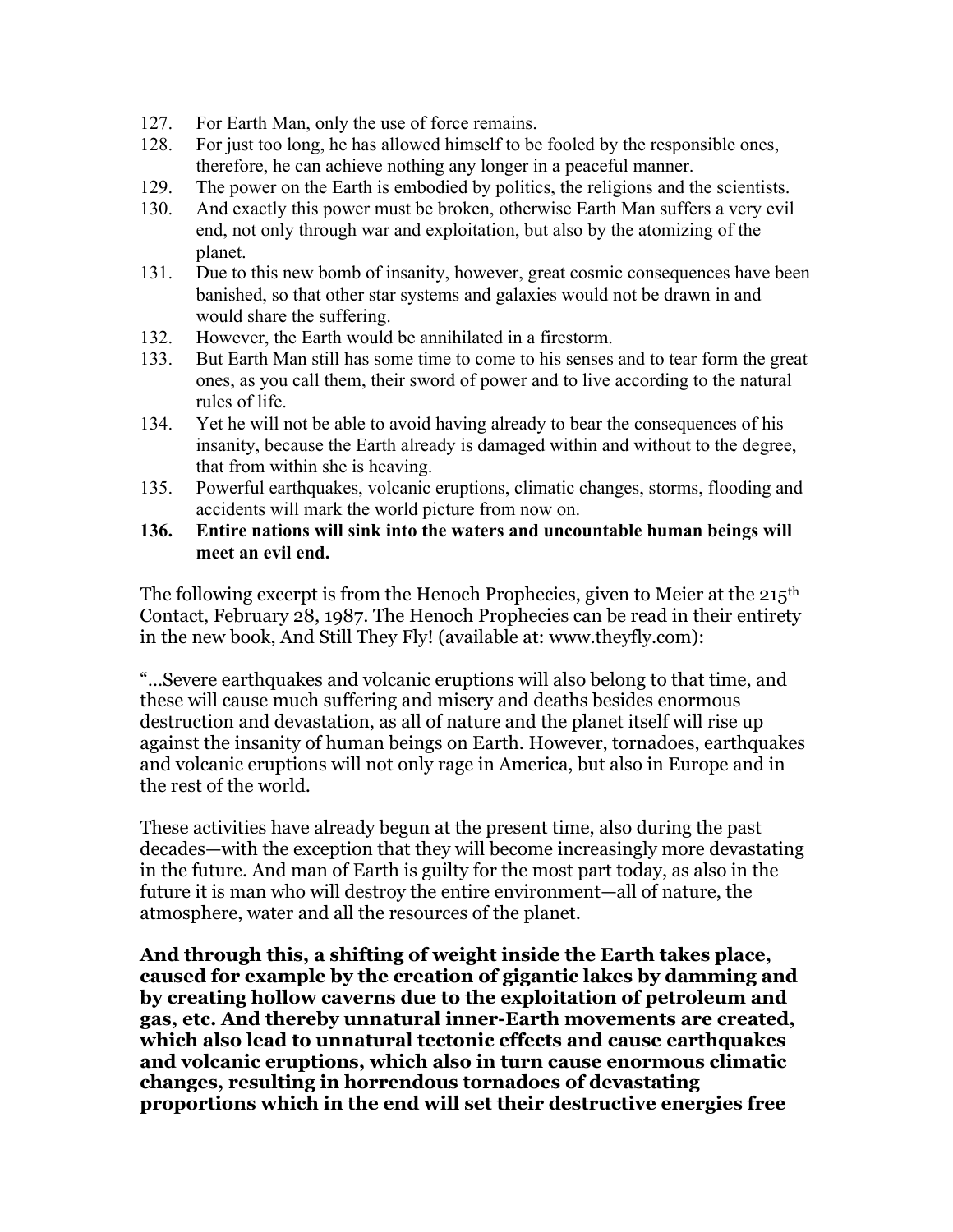127. For Earth Man, only the use of force remains.
128. For just too long, he has allowed himself to be fooled by the responsible ones, therefore, he can achieve nothing any longer in a peaceful manner.
129. The power on the Earth is embodied by politics, the religions and the scientists.
130. And exactly this power must be broken, otherwise Earth Man suffers a very evil end, not only through war and exploitation, but also by the atomizing of the planet.
131. Due to this new bomb of insanity, however, great cosmic consequences have been banished, so that other star systems and galaxies would not be drawn in and would share the suffering.
132. However, the Earth would be annihilated in a firestorm.
133. But Earth Man still has some time to come to his senses and to tear form the great ones, as you call them, their sword of power and to live according to the natural rules of life.
134. Yet he will not be able to avoid having already to bear the consequences of his insanity, because the Earth already is damaged within and without to the degree, that from within she is heaving.
135. Powerful earthquakes, volcanic eruptions, climatic changes, storms, flooding and accidents will mark the world picture from now on.
136. **Entire nations will sink into the waters and uncountable human beings will meet an evil end.**

The following excerpt is from the Henoch Prophecies, given to Meier at the 215th Contact, February 28, 1987. The Henoch Prophecies can be read in their entirety in the new book, And Still They Fly! (available at: www.theyfly.com):

"...Severe earthquakes and volcanic eruptions will also belong to that time, and these will cause much suffering and misery and deaths besides enormous destruction and devastation, as all of nature and the planet itself will rise up against the insanity of human beings on Earth. However, tornadoes, earthquakes and volcanic eruptions will not only rage in America, but also in Europe and in the rest of the world.

These activities have already begun at the present time, also during the past decades—with the exception that they will become increasingly more devastating in the future. And man of Earth is guilty for the most part today, as also in the future it is man who will destroy the entire environment—all of nature, the atmosphere, water and all the resources of the planet.

**And through this, a shifting of weight inside the Earth takes place, caused for example by the creation of gigantic lakes by damming and by creating hollow caverns due to the exploitation of petroleum and gas, etc. And thereby unnatural inner-Earth movements are created, which also lead to unnatural tectonic effects and cause earthquakes and volcanic eruptions, which also in turn cause enormous climatic changes, resulting in horrendous tornadoes of devastating proportions which in the end will set their destructive energies free**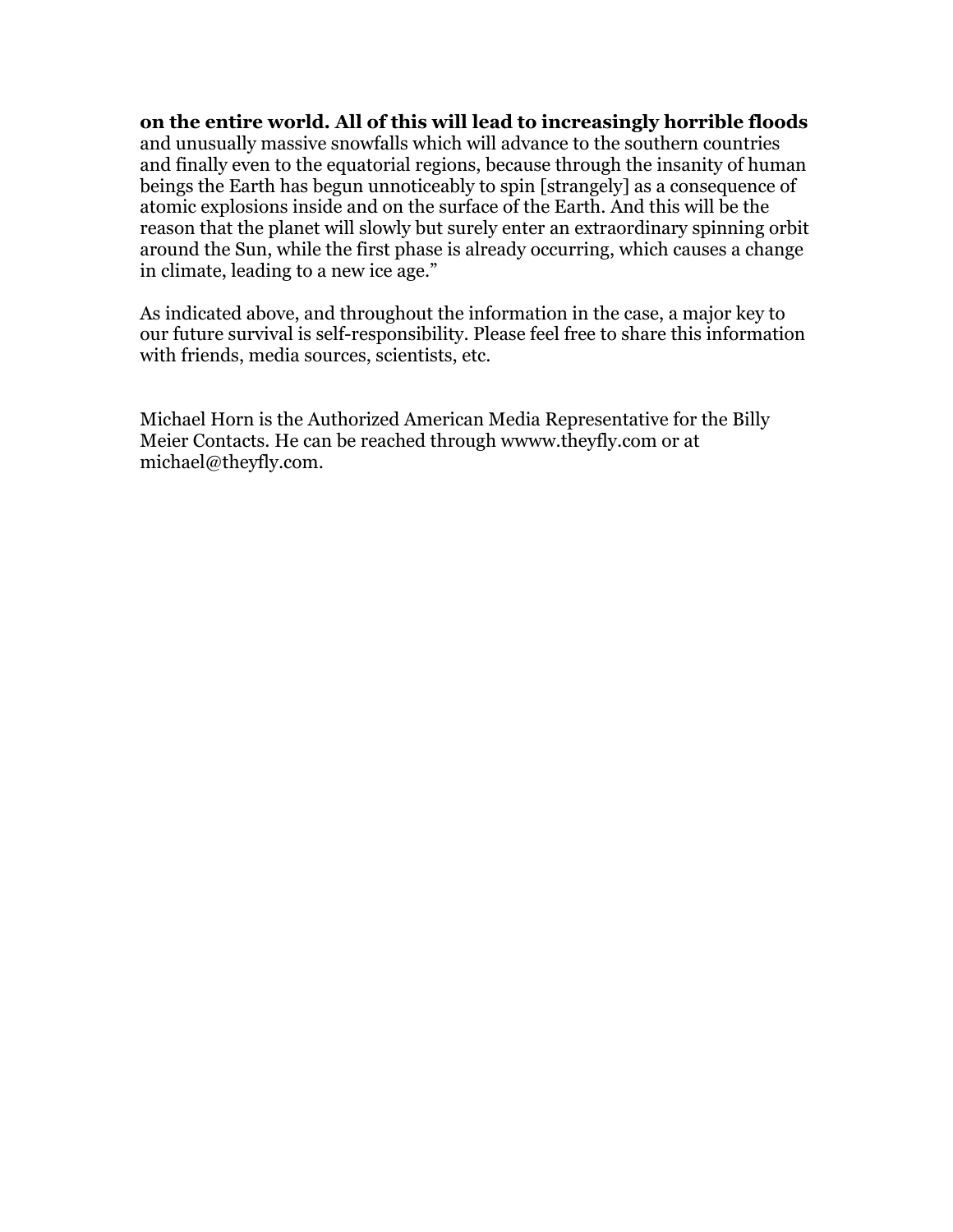**on the entire world. All of this will lead to increasingly horrible floods** and unusually massive snowfalls which will advance to the southern countries and finally even to the equatorial regions, because through the insanity of human beings the Earth has begun unnoticeably to spin [strangely] as a consequence of atomic explosions inside and on the surface of the Earth. And this will be the reason that the planet will slowly but surely enter an extraordinary spinning orbit around the Sun, while the first phase is already occurring, which causes a change in climate, leading to a new ice age."

As indicated above, and throughout the information in the case, a major key to our future survival is self-responsibility. Please feel free to share this information with friends, media sources, scientists, etc.

Michael Horn is the Authorized American Media Representative for the Billy Meier Contacts. He can be reached through wwww.theyfly.com or at michael@theyfly.com.